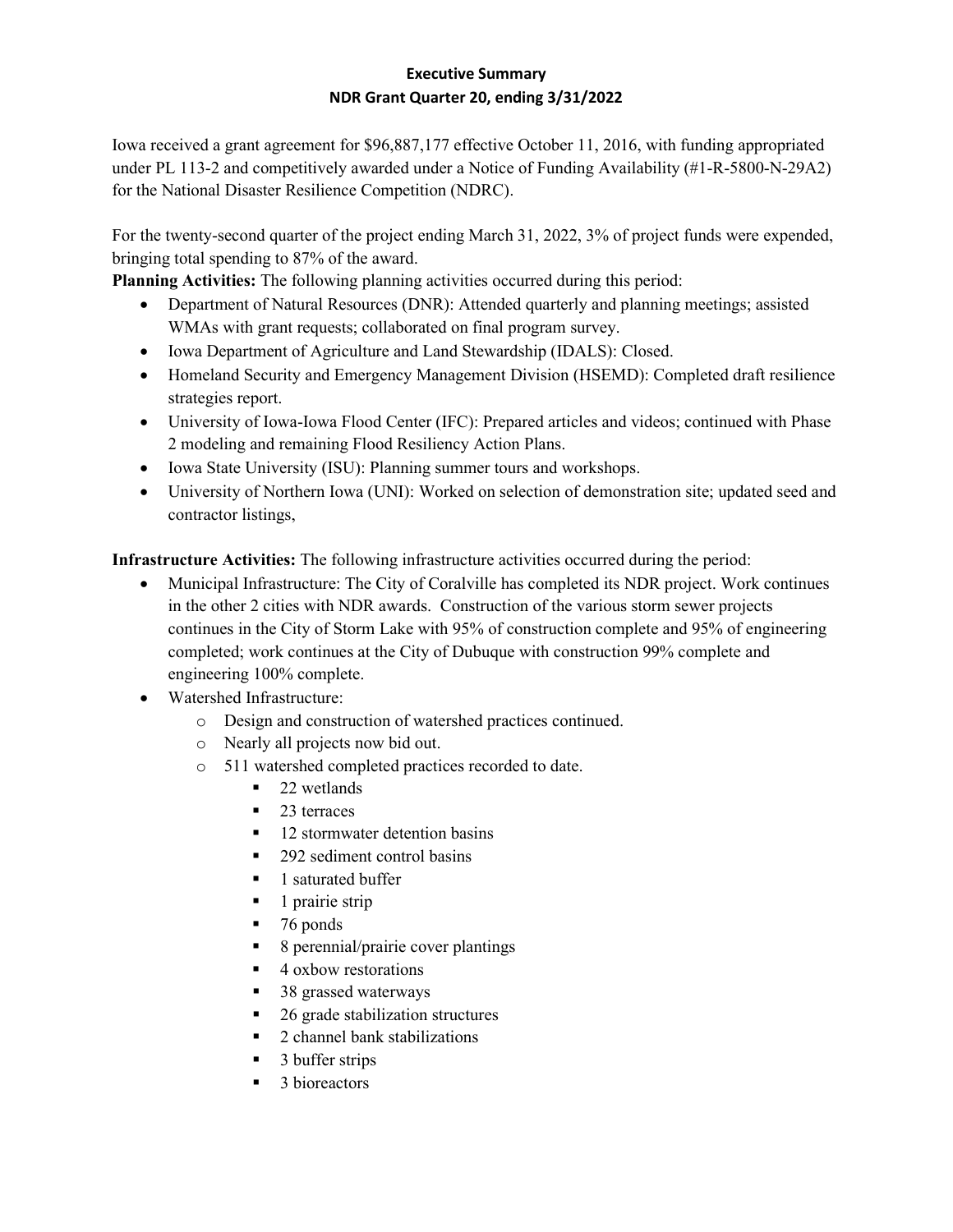**Executive Summary**
**NDR Grant Quarter 20, ending 3/31/2022**

Iowa received a grant agreement for $96,887,177 effective October 11, 2016, with funding appropriated under PL 113-2 and competitively awarded under a Notice of Funding Availability (#1-R-5800-N-29A2) for the National Disaster Resilience Competition (NDRC).

For the twenty-second quarter of the project ending March 31, 2022, 3% of project funds were expended, bringing total spending to 87% of the award.

**Planning Activities:** The following planning activities occurred during this period:

- Department of Natural Resources (DNR): Attended quarterly and planning meetings; assisted WMAs with grant requests; collaborated on final program survey.
- Iowa Department of Agriculture and Land Stewardship (IDALS): Closed.
- Homeland Security and Emergency Management Division (HSEMD): Completed draft resilience strategies report.
- University of Iowa-Iowa Flood Center (IFC): Prepared articles and videos; continued with Phase 2 modeling and remaining Flood Resiliency Action Plans.
- Iowa State University (ISU): Planning summer tours and workshops.
- University of Northern Iowa (UNI): Worked on selection of demonstration site; updated seed and contractor listings,

**Infrastructure Activities:** The following infrastructure activities occurred during the period:

- Municipal Infrastructure: The City of Coralville has completed its NDR project. Work continues in the other 2 cities with NDR awards. Construction of the various storm sewer projects continues in the City of Storm Lake with 95% of construction complete and 95% of engineering completed; work continues at the City of Dubuque with construction 99% complete and engineering 100% complete.
- Watershed Infrastructure:
  - Design and construction of watershed practices continued.
  - Nearly all projects now bid out.
  - 511 watershed completed practices recorded to date.
    - 22 wetlands
    - 23 terraces
    - 12 stormwater detention basins
    - 292 sediment control basins
    - 1 saturated buffer
    - 1 prairie strip
    - 76 ponds
    - 8 perennial/prairie cover plantings
    - 4 oxbow restorations
    - 38 grassed waterways
    - 26 grade stabilization structures
    - 2 channel bank stabilizations
    - 3 buffer strips
    - 3 bioreactors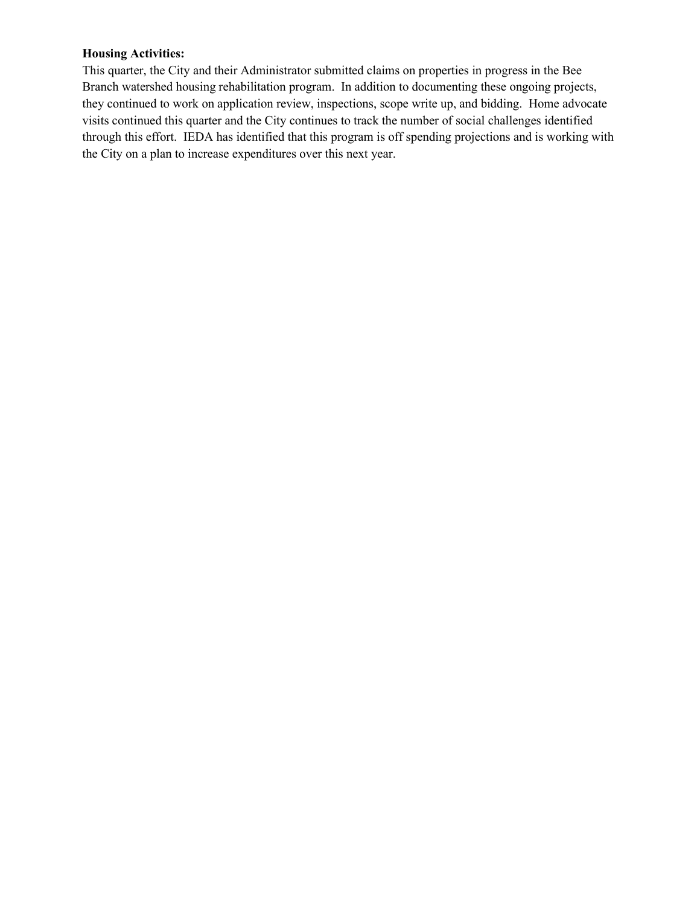**Housing Activities:**

This quarter, the City and their Administrator submitted claims on properties in progress in the Bee Branch watershed housing rehabilitation program. In addition to documenting these ongoing projects, they continued to work on application review, inspections, scope write up, and bidding. Home advocate visits continued this quarter and the City continues to track the number of social challenges identified through this effort. IEDA has identified that this program is off spending projections and is working with the City on a plan to increase expenditures over this next year.